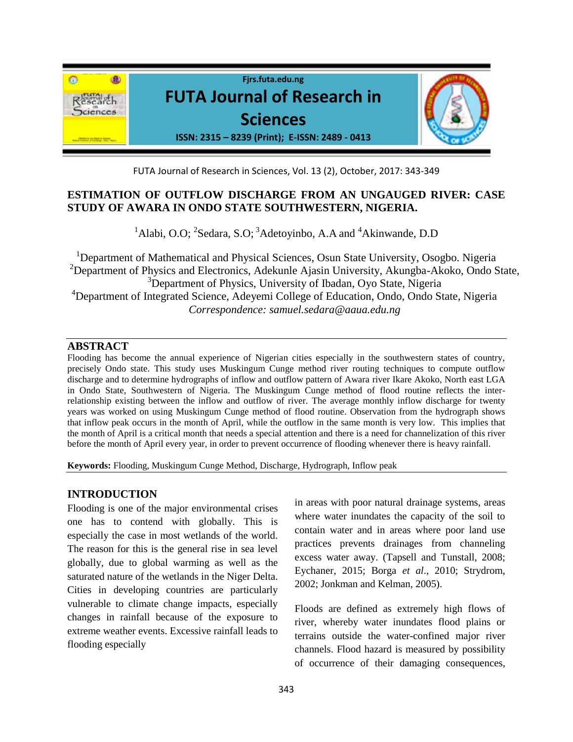# ESTIMATION OF OUTFLOW DISCHARGE FROM AN UNGAUGED RIVER: CASE STUDY OF AWARA IN ONDO STATE SOUTHWESTERN, NIGERIA.

[1]Alabi, O.O; [2]Sedara, S.O; [3]Adetoyinbo, A.A and [4]Akinwande, D.D

[1]Department of Mathematical and Physical Sciences, Osun State University, Osogbo. Nigeria
[2]Department of Physics and Electronics, Adekunle Ajasin University, Akungba-Akoko, Ondo State,
[3]Department of Physics, University of Ibadan, Oyo State, Nigeria
[4]Department of Integrated Science, Adeyemi College of Education, Ondo, Ondo State, Nigeria
*Correspondence: samuel.sedara@aaua.edu.ng*

## ABSTRACT

Flooding has become the annual experience of Nigerian cities especially in the southwestern states of country, precisely Ondo state. This study uses Muskingum Cunge method river routing techniques to compute outflow discharge and to determine hydrographs of inflow and outflow pattern of Awara river Ikare Akoko, North east LGA in Ondo State, Southwestern of Nigeria. The Muskingum Cunge method of flood routine reflects the inter-relationship existing between the inflow and outflow of river. The average monthly inflow discharge for twenty years was worked on using Muskingum Cunge method of flood routine. Observation from the hydrograph shows that inflow peak occurs in the month of April, while the outflow in the same month is very low. This implies that the month of April is a critical month that needs a special attention and there is a need for channelization of this river before the month of April every year, in order to prevent occurrence of flooding whenever there is heavy rainfall.

**Keywords:** Flooding, Muskingum Cunge Method, Discharge, Hydrograph, Inflow peak

## INTRODUCTION

Flooding is one of the major environmental crises one has to contend with globally. This is especially the case in most wetlands of the world. The reason for this is the general rise in sea level globally, due to global warming as well as the saturated nature of the wetlands in the Niger Delta. Cities in developing countries are particularly vulnerable to climate change impacts, especially changes in rainfall because of the exposure to extreme weather events. Excessive rainfall leads to flooding especially in areas with poor natural drainage systems, areas where water inundates the capacity of the soil to contain water and in areas where poor land use practices prevents drainages from channeling excess water away. (Tapsell and Tunstall, 2008; Eychaner, 2015; Borga *et al*., 2010; Strydrom, 2002; Jonkman and Kelman, 2005).

Floods are defined as extremely high flows of river, whereby water inundates flood plains or terrains outside the water-confined major river channels. Flood hazard is measured by possibility of occurrence of their damaging consequences,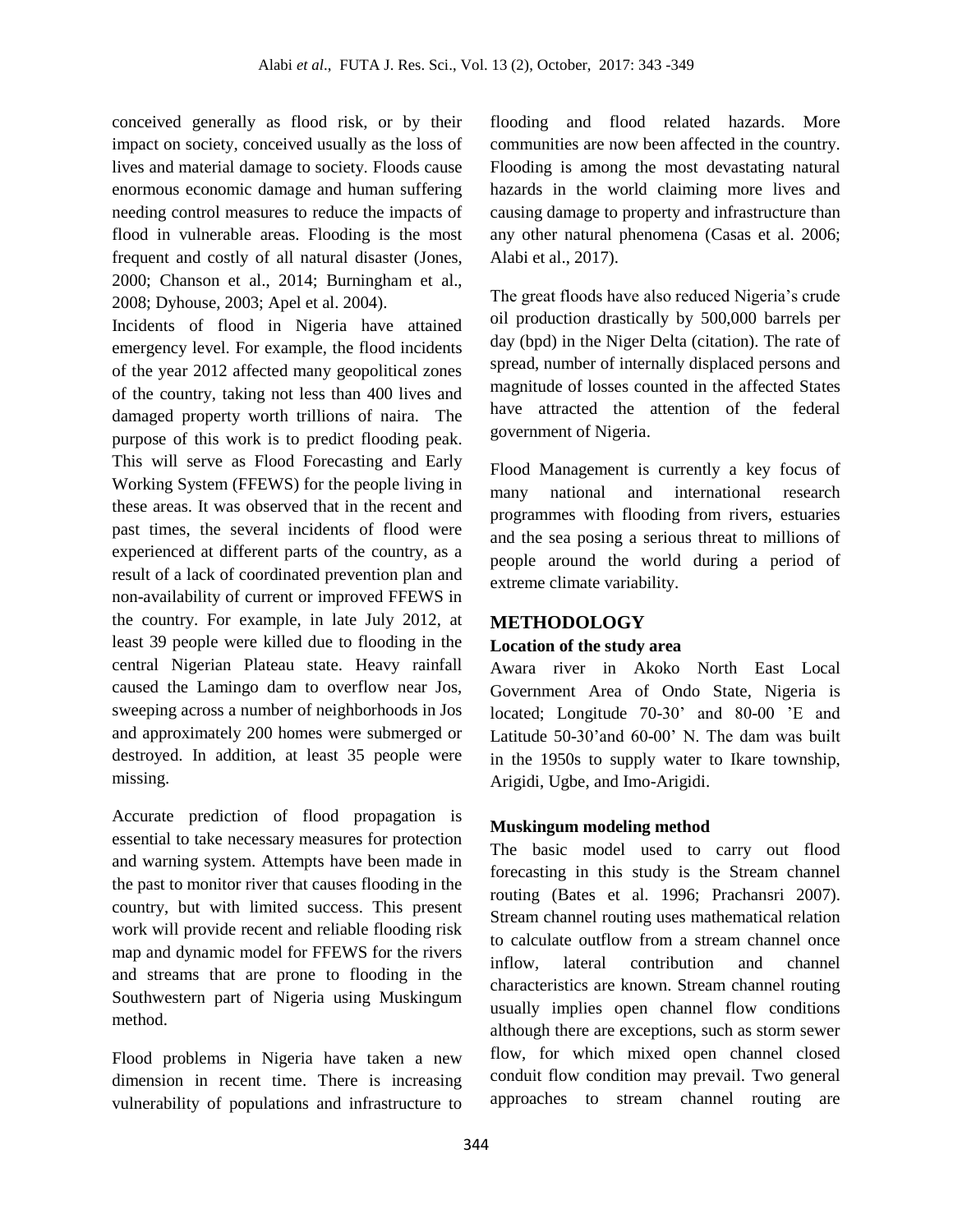conceived generally as flood risk, or by their impact on society, conceived usually as the loss of lives and material damage to society. Floods cause enormous economic damage and human suffering needing control measures to reduce the impacts of flood in vulnerable areas. Flooding is the most frequent and costly of all natural disaster (Jones, 2000; Chanson et al., 2014; Burningham et al., 2008; Dyhouse, 2003; Apel et al. 2004).

Incidents of flood in Nigeria have attained emergency level. For example, the flood incidents of the year 2012 affected many geopolitical zones of the country, taking not less than 400 lives and damaged property worth trillions of naira. The purpose of this work is to predict flooding peak. This will serve as Flood Forecasting and Early Working System (FFEWS) for the people living in these areas. It was observed that in the recent and past times, the several incidents of flood were experienced at different parts of the country, as a result of a lack of coordinated prevention plan and non-availability of current or improved FFEWS in the country. For example, in late July 2012, at least 39 people were killed due to flooding in the central Nigerian Plateau state. Heavy rainfall caused the Lamingo dam to overflow near Jos, sweeping across a number of neighborhoods in Jos and approximately 200 homes were submerged or destroyed. In addition, at least 35 people were missing.

Accurate prediction of flood propagation is essential to take necessary measures for protection and warning system. Attempts have been made in the past to monitor river that causes flooding in the country, but with limited success. This present work will provide recent and reliable flooding risk map and dynamic model for FFEWS for the rivers and streams that are prone to flooding in the Southwestern part of Nigeria using Muskingum method.

Flood problems in Nigeria have taken a new dimension in recent time. There is increasing vulnerability of populations and infrastructure to flooding and flood related hazards. More communities are now been affected in the country. Flooding is among the most devastating natural hazards in the world claiming more lives and causing damage to property and infrastructure than any other natural phenomena (Casas et al. 2006; Alabi et al., 2017).

The great floods have also reduced Nigeria's crude oil production drastically by 500,000 barrels per day (bpd) in the Niger Delta (citation). The rate of spread, number of internally displaced persons and magnitude of losses counted in the affected States have attracted the attention of the federal government of Nigeria.

Flood Management is currently a key focus of many national and international research programmes with flooding from rivers, estuaries and the sea posing a serious threat to millions of people around the world during a period of extreme climate variability.

## METHODOLOGY

### Location of the study area

Awara river in Akoko North East Local Government Area of Ondo State, Nigeria is located; Longitude 70-30' and 80-00 'E and Latitude 50-30'and 60-00' N. The dam was built in the 1950s to supply water to Ikare township, Arigidi, Ugbe, and Imo-Arigidi.

### Muskingum modeling method

The basic model used to carry out flood forecasting in this study is the Stream channel routing (Bates et al. 1996; Prachansri 2007). Stream channel routing uses mathematical relation to calculate outflow from a stream channel once inflow, lateral contribution and channel characteristics are known. Stream channel routing usually implies open channel flow conditions although there are exceptions, such as storm sewer flow, for which mixed open channel closed conduit flow condition may prevail. Two general approaches to stream channel routing are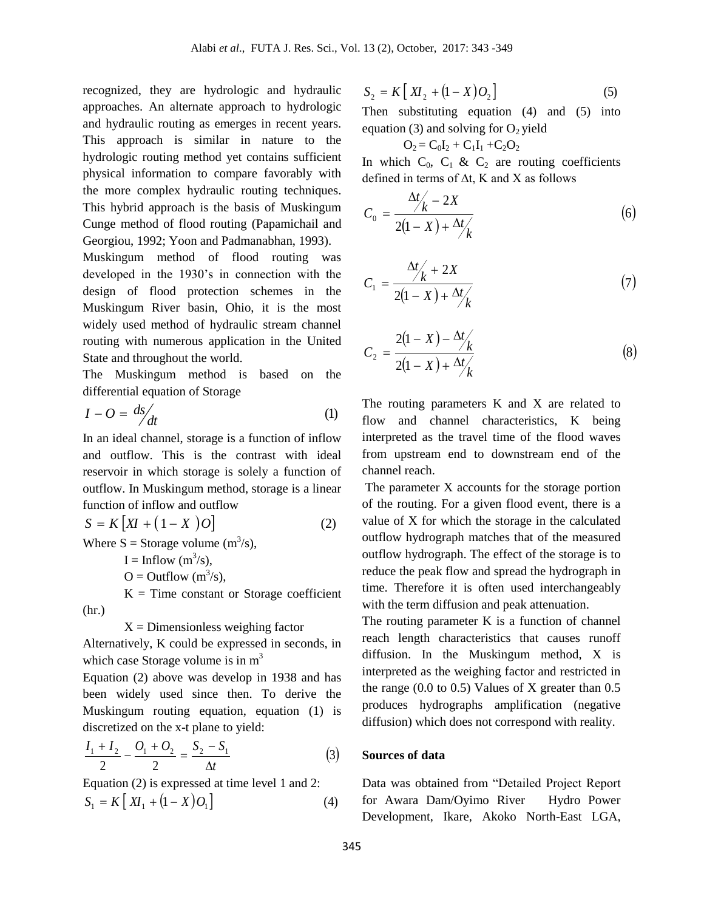recognized, they are hydrologic and hydraulic approaches. An alternate approach to hydrologic and hydraulic routing as emerges in recent years. This approach is similar in nature to the hydrologic routing method yet contains sufficient physical information to compare favorably with the more complex hydraulic routing techniques. This hybrid approach is the basis of Muskingum Cunge method of flood routing (Papamichail and Georgiou, 1992; Yoon and Padmanabhan, 1993).

Muskingum method of flood routing was developed in the 1930's in connection with the design of flood protection schemes in the Muskingum River basin, Ohio, it is the most widely used method of hydraulic stream channel routing with numerous application in the United State and throughout the world.

The Muskingum method is based on the differential equation of Storage

$$I - O = \frac{ds}{dt} \tag{1}$$

In an ideal channel, storage is a function of inflow and outflow. This is the contrast with ideal reservoir in which storage is solely a function of outflow. In Muskingum method, storage is a linear function of inflow and outflow

$$S = K\left[XI + \left(1 - X\right)O\right] \tag{2}$$

Where S = Storage volume ($m^3/s$),

I = Inflow ($m^3/s$),

O = Outflow ($m^3/s$),

K = Time constant or Storage coefficient (hr.)

X = Dimensionless weighing factor

Alternatively, K could be expressed in seconds, in which case Storage volume is in $m^3$

Equation (2) above was develop in 1938 and has been widely used since then. To derive the Muskingum routing equation, equation (1) is discretized on the x-t plane to yield:

$$\frac{I_1 + I_2}{2} - \frac{O_1 + O_2}{2} = \frac{S_2 - S_1}{\Delta t} \tag{3}$$

Equation (2) is expressed at time level 1 and 2:

$$S_1 = K\left[XI_1 + \left(1 - X\right)O_1\right] \tag{4}$$

$$S_2 = K\left[XI_2 + \left(1 - X\right)O_2\right] \tag{5}$$

Then substituting equation (4) and (5) into equation (3) and solving for $O_2$ yield

$$O_2 = C_0I_2 + C_1I_1 + C_2O_2$$

In which $C_0$, $C_1$ & $C_2$ are routing coefficients defined in terms of $\Delta t$, K and X as follows

$$C_0 = \frac{\Delta t/k - 2X}{2(1 - X) + \Delta t/k} \tag{6}$$

$$C_1 = \frac{\Delta t/k + 2X}{2(1 - X) + \Delta t/k} \tag{7}$$

$$C_2 = \frac{2(1 - X) - \Delta t/k}{2(1 - X) + \Delta t/k} \tag{8}$$

The routing parameters K and X are related to flow and channel characteristics, K being interpreted as the travel time of the flood waves from upstream end to downstream end of the channel reach.

The parameter X accounts for the storage portion of the routing. For a given flood event, there is a value of X for which the storage in the calculated outflow hydrograph matches that of the measured outflow hydrograph. The effect of the storage is to reduce the peak flow and spread the hydrograph in time. Therefore it is often used interchangeably with the term diffusion and peak attenuation.

The routing parameter K is a function of channel reach length characteristics that causes runoff diffusion. In the Muskingum method, X is interpreted as the weighing factor and restricted in the range (0.0 to 0.5) Values of X greater than 0.5 produces hydrographs amplification (negative diffusion) which does not correspond with reality.

## Sources of data

Data was obtained from "Detailed Project Report for Awara Dam/Oyimo River Hydro Power Development, Ikare, Akoko North-East LGA,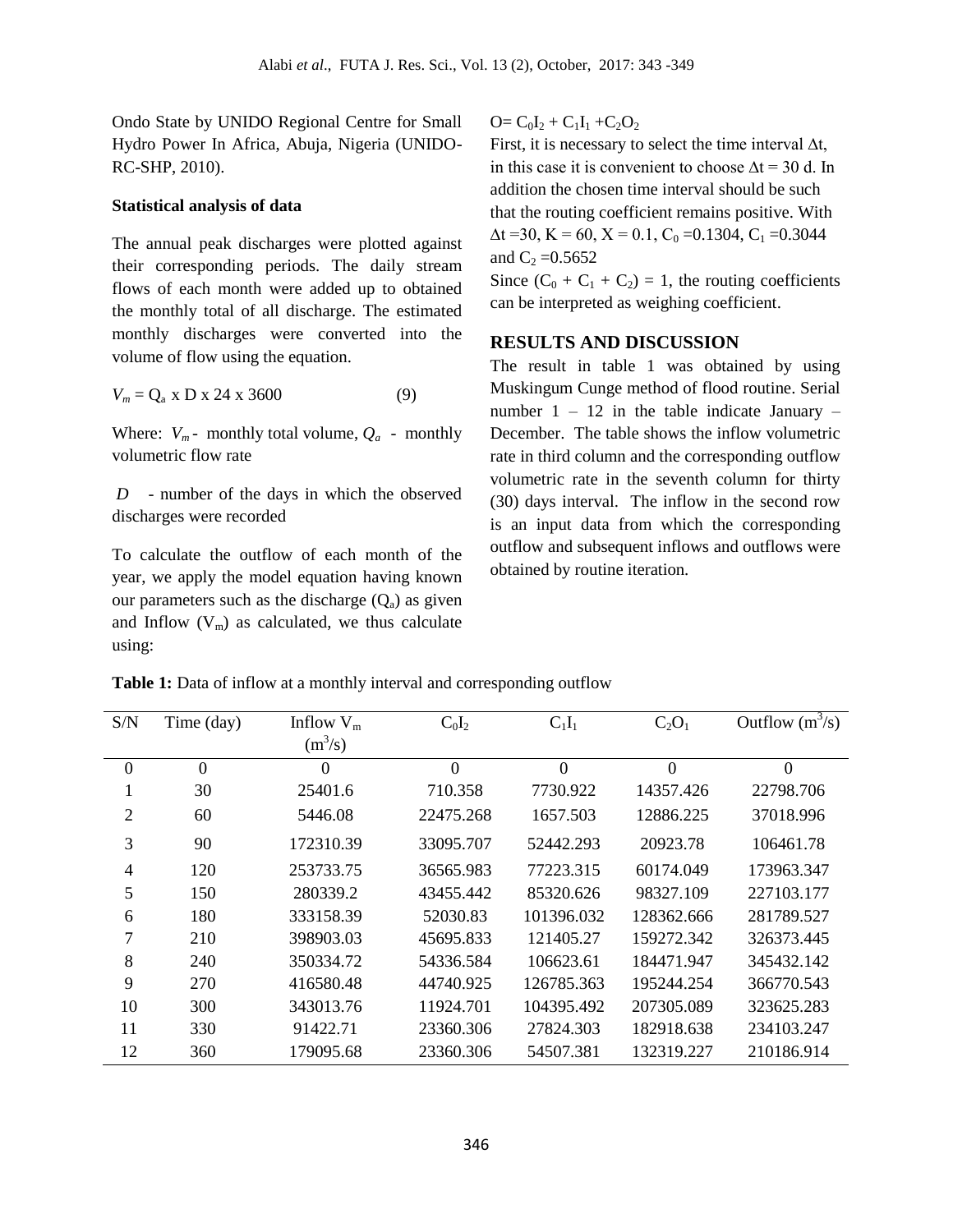Ondo State by UNIDO Regional Centre for Small Hydro Power In Africa, Abuja, Nigeria (UNIDO-RC-SHP, 2010).

### Statistical analysis of data

The annual peak discharges were plotted against their corresponding periods. The daily stream flows of each month were added up to obtained the monthly total of all discharge. The estimated monthly discharges were converted into the volume of flow using the equation.

$$V_m = Q_a \times D \times 24 \times 3600 \qquad (9)$$

Where: $V_m$ - monthly total volume, $Q_a$ - monthly volumetric flow rate

$D$ - number of the days in which the observed discharges were recorded

To calculate the outflow of each month of the year, we apply the model equation having known our parameters such as the discharge ($Q_a$) as given and Inflow ($V_m$) as calculated, we thus calculate using:

$$O = C_0I_2 + C_1I_1 + C_2O_2$$

First, it is necessary to select the time interval $\Delta t$, in this case it is convenient to choose $\Delta t = 30$ d. In addition the chosen time interval should be such that the routing coefficient remains positive. With $\Delta t = 30$, $K = 60$, $X = 0.1$, $C_0 = 0.1304$, $C_1 = 0.3044$ and $C_2 = 0.5652$

Since $(C_0 + C_1 + C_2) = 1$, the routing coefficients can be interpreted as weighing coefficient.

## RESULTS AND DISCUSSION

The result in table 1 was obtained by using Muskingum Cunge method of flood routine. Serial number 1 – 12 in the table indicate January – December. The table shows the inflow volumetric rate in third column and the corresponding outflow volumetric rate in the seventh column for thirty (30) days interval. The inflow in the second row is an input data from which the corresponding outflow and subsequent inflows and outflows were obtained by routine iteration.

**Table 1:** Data of inflow at a monthly interval and corresponding outflow

| S/N | Time (day) | Inflow $V_m$ ($m^3/s$) | $C_0I_2$ | $C_1I_1$ | $C_2O_1$ | Outflow ($m^3/s$) |
|---|---|---|---|---|---|---|
| 0 | 0 | 0 | 0 | 0 | 0 | 0 |
| 1 | 30 | 25401.6 | 710.358 | 7730.922 | 14357.426 | 22798.706 |
| 2 | 60 | 5446.08 | 22475.268 | 1657.503 | 12886.225 | 37018.996 |
| 3 | 90 | 172310.39 | 33095.707 | 52442.293 | 20923.78 | 106461.78 |
| 4 | 120 | 253733.75 | 36565.983 | 77223.315 | 60174.049 | 173963.347 |
| 5 | 150 | 280339.2 | 43455.442 | 85320.626 | 98327.109 | 227103.177 |
| 6 | 180 | 333158.39 | 52030.83 | 101396.032 | 128362.666 | 281789.527 |
| 7 | 210 | 398903.03 | 45695.833 | 121405.27 | 159272.342 | 326373.445 |
| 8 | 240 | 350334.72 | 54336.584 | 106623.61 | 184471.947 | 345432.142 |
| 9 | 270 | 416580.48 | 44740.925 | 126785.363 | 195244.254 | 366770.543 |
| 10 | 300 | 343013.76 | 11924.701 | 104395.492 | 207305.089 | 323625.283 |
| 11 | 330 | 91422.71 | 23360.306 | 27824.303 | 182918.638 | 234103.247 |
| 12 | 360 | 179095.68 | 23360.306 | 54507.381 | 132319.227 | 210186.914 |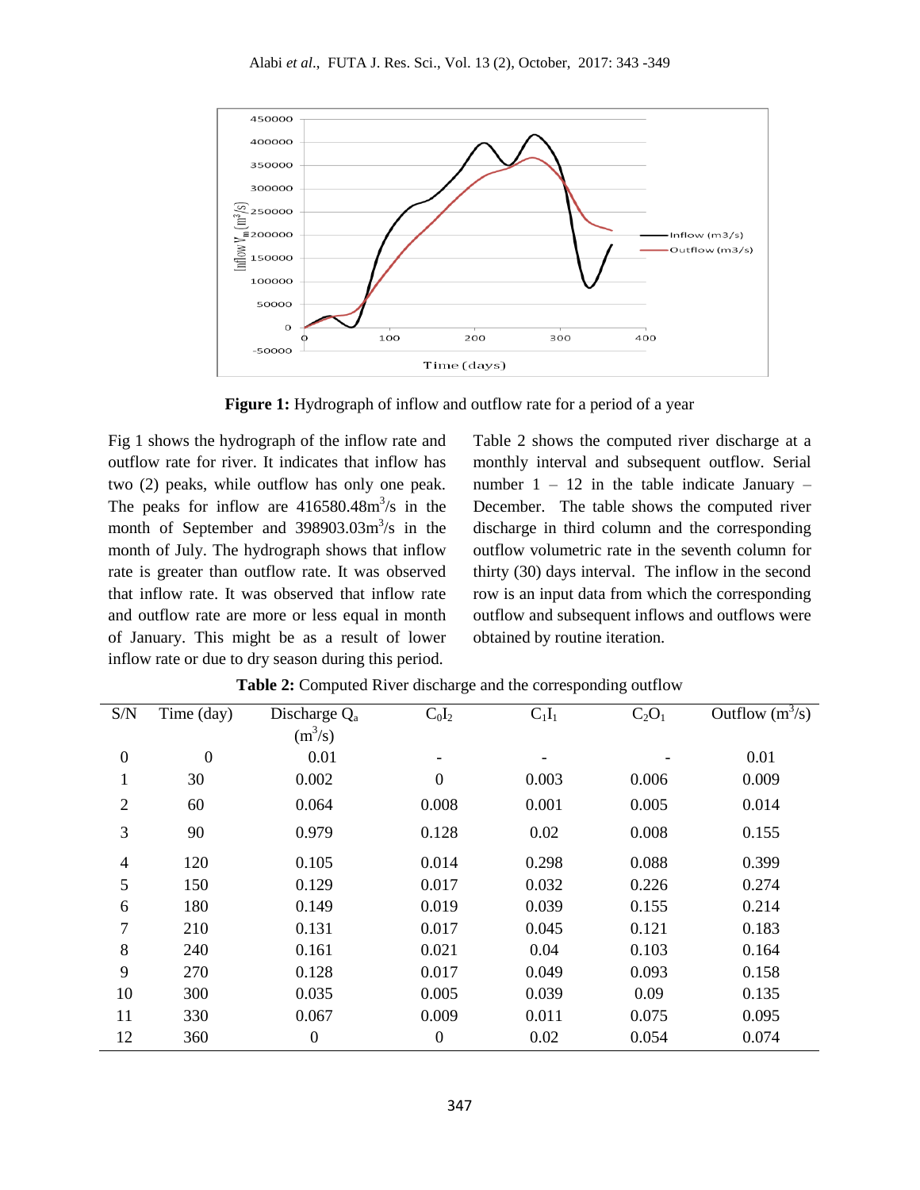**Figure 1:** Hydrograph of inflow and outflow rate for a period of a year

Fig 1 shows the hydrograph of the inflow rate and outflow rate for river. It indicates that inflow has two (2) peaks, while outflow has only one peak. The peaks for inflow are 416580.48m$^3$/s in the month of September and 398903.03m$^3$/s in the month of July. The hydrograph shows that inflow rate is greater than outflow rate. It was observed that inflow rate. It was observed that inflow rate and outflow rate are more or less equal in month of January. This might be as a result of lower inflow rate or due to dry season during this period.

Table 2 shows the computed river discharge at a monthly interval and subsequent outflow. Serial number 1 – 12 in the table indicate January – December. The table shows the computed river discharge in third column and the corresponding outflow volumetric rate in the seventh column for thirty (30) days interval. The inflow in the second row is an input data from which the corresponding outflow and subsequent inflows and outflows were obtained by routine iteration.

**Table 2:** Computed River discharge and the corresponding outflow

| S/N | Time (day) | Discharge $Q_a$ (m$^3$/s) | $C_0I_2$ | $C_1I_1$ | $C_2O_1$ | Outflow (m$^3$/s) |
|---|---|---|---|---|---|---|
| 0 | 0 | 0.01 | - | - | - | 0.01 |
| 1 | 30 | 0.002 | 0 | 0.003 | 0.006 | 0.009 |
| 2 | 60 | 0.064 | 0.008 | 0.001 | 0.005 | 0.014 |
| 3 | 90 | 0.979 | 0.128 | 0.02 | 0.008 | 0.155 |
| 4 | 120 | 0.105 | 0.014 | 0.298 | 0.088 | 0.399 |
| 5 | 150 | 0.129 | 0.017 | 0.032 | 0.226 | 0.274 |
| 6 | 180 | 0.149 | 0.019 | 0.039 | 0.155 | 0.214 |
| 7 | 210 | 0.131 | 0.017 | 0.045 | 0.121 | 0.183 |
| 8 | 240 | 0.161 | 0.021 | 0.04 | 0.103 | 0.164 |
| 9 | 270 | 0.128 | 0.017 | 0.049 | 0.093 | 0.158 |
| 10 | 300 | 0.035 | 0.005 | 0.039 | 0.09 | 0.135 |
| 11 | 330 | 0.067 | 0.009 | 0.011 | 0.075 | 0.095 |
| 12 | 360 | 0 | 0 | 0.02 | 0.054 | 0.074 |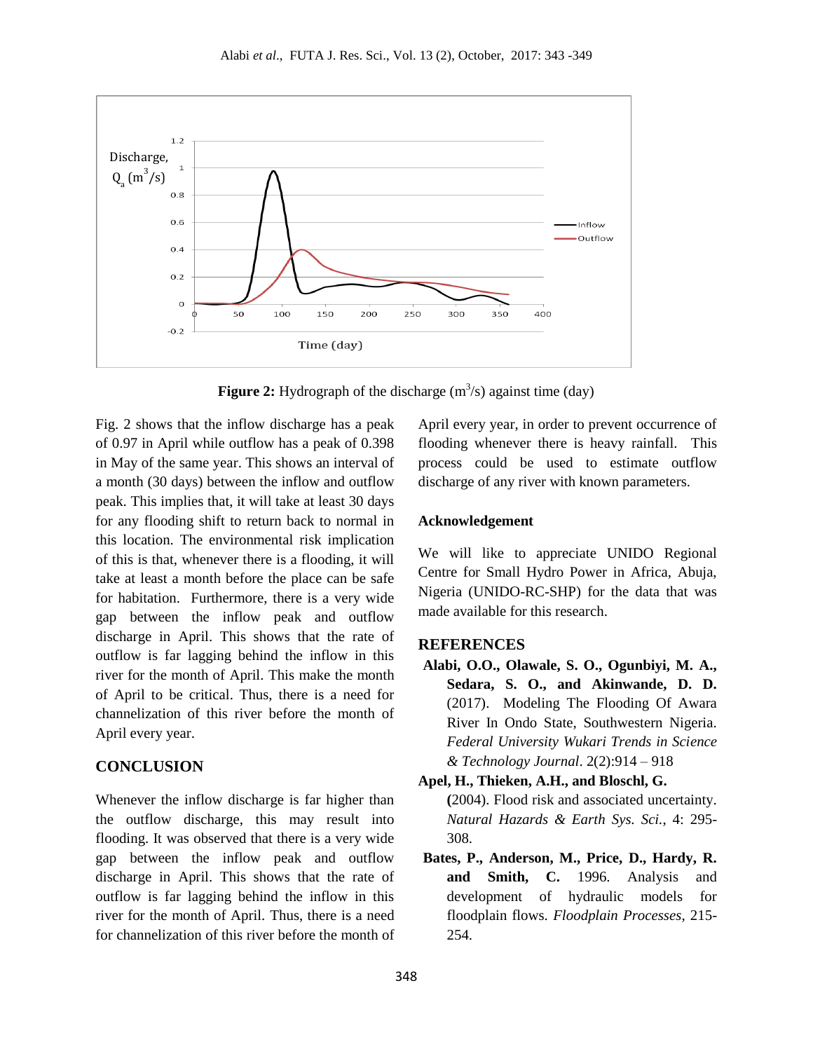**Figure 2:** Hydrograph of the discharge ($m^3/s$) against time (day)

Fig. 2 shows that the inflow discharge has a peak of 0.97 in April while outflow has a peak of 0.398 in May of the same year. This shows an interval of a month (30 days) between the inflow and outflow peak. This implies that, it will take at least 30 days for any flooding shift to return back to normal in this location. The environmental risk implication of this is that, whenever there is a flooding, it will take at least a month before the place can be safe for habitation. Furthermore, there is a very wide gap between the inflow peak and outflow discharge in April. This shows that the rate of outflow is far lagging behind the inflow in this river for the month of April. This make the month of April to be critical. Thus, there is a need for channelization of this river before the month of April every year.

## CONCLUSION

Whenever the inflow discharge is far higher than the outflow discharge, this may result into flooding. It was observed that there is a very wide gap between the inflow peak and outflow discharge in April. This shows that the rate of outflow is far lagging behind the inflow in this river for the month of April. Thus, there is a need for channelization of this river before the month of April every year, in order to prevent occurrence of flooding whenever there is heavy rainfall. This process could be used to estimate outflow discharge of any river with known parameters.

## Acknowledgement

We will like to appreciate UNIDO Regional Centre for Small Hydro Power in Africa, Abuja, Nigeria (UNIDO-RC-SHP) for the data that was made available for this research.

## REFERENCES

**Alabi, O.O., Olawale, S. O., Ogunbiyi, M. A., Sedara, S. O., and Akinwande, D. D.** (2017). Modeling The Flooding Of Awara River In Ondo State, Southwestern Nigeria. *Federal University Wukari Trends in Science & Technology Journal*. 2(2):914 – 918

**Apel, H., Thieken, A.H., and Bloschl, G. (**2004). Flood risk and associated uncertainty. *Natural Hazards & Earth Sys. Sci.*, 4: 295-308.

**Bates, P., Anderson, M., Price, D., Hardy, R. and Smith, C.** 1996. Analysis and development of hydraulic models for floodplain flows. *Floodplain Processes*, 215-254.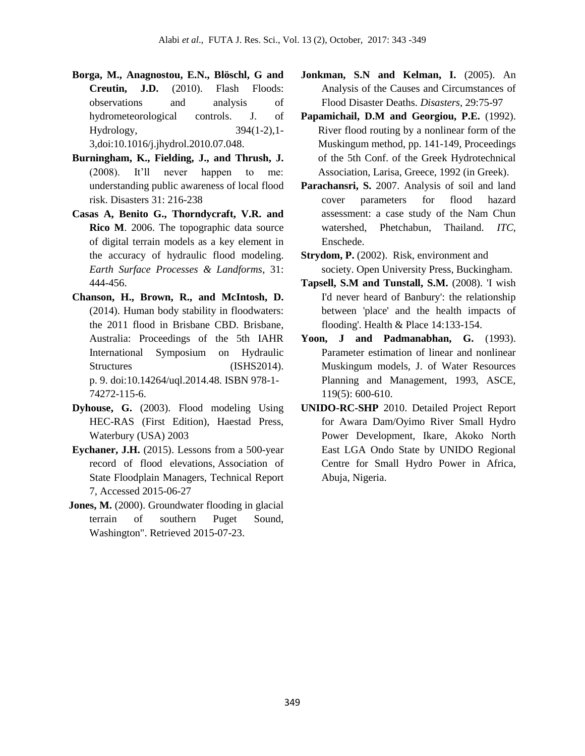**Borga, M., Anagnostou, E.N., Blöschl, G and Creutin, J.D.** (2010). Flash Floods: observations and analysis of hydrometeorological controls. J. of Hydrology, 394(1-2),1-3,doi:10.1016/j.jhydrol.2010.07.048.

**Burningham, K., Fielding, J., and Thrush, J.** (2008). It'll never happen to me: understanding public awareness of local flood risk. Disasters 31: 216-238

**Casas A, Benito G., Thorndycraft, V.R. and Rico M**. 2006. The topographic data source of digital terrain models as a key element in the accuracy of hydraulic flood modeling. *Earth Surface Processes & Landforms*, 31: 444-456.

**Chanson, H., Brown, R., and McIntosh, D.** (2014). Human body stability in floodwaters: the 2011 flood in Brisbane CBD. Brisbane, Australia: Proceedings of the 5th IAHR International Symposium on Hydraulic Structures (ISHS2014). p. 9. doi:10.14264/uql.2014.48. ISBN 978-1-74272-115-6.

**Dyhouse, G.** (2003). Flood modeling Using HEC-RAS (First Edition), Haestad Press, Waterbury (USA) 2003

**Eychaner, J.H.** (2015). Lessons from a 500-year record of flood elevations, Association of State Floodplain Managers, Technical Report 7, Accessed 2015-06-27

**Jones, M.** (2000). Groundwater flooding in glacial terrain of southern Puget Sound, Washington". Retrieved 2015-07-23.

**Jonkman, S.N and Kelman, I.** (2005). An Analysis of the Causes and Circumstances of Flood Disaster Deaths. *Disasters*, 29:75-97

**Papamichail, D.M and Georgiou, P.E.** (1992). River flood routing by a nonlinear form of the Muskingum method, pp. 141-149, Proceedings of the 5th Conf. of the Greek Hydrotechnical Association, Larisa, Greece, 1992 (in Greek).

**Parachansri, S.** 2007. Analysis of soil and land cover parameters for flood hazard assessment: a case study of the Nam Chun watershed, Phetchabun, Thailand. *ITC*, Enschede.

**Strydom, P.** (2002). Risk, environment and society. Open University Press, Buckingham.

**Tapsell, S.M and Tunstall, S.M.** (2008). 'I wish I'd never heard of Banbury': the relationship between 'place' and the health impacts of flooding'. Health & Place 14:133-154.

**Yoon, J and Padmanabhan, G.** (1993). Parameter estimation of linear and nonlinear Muskingum models, J. of Water Resources Planning and Management, 1993, ASCE, 119(5): 600-610.

**UNIDO-RC-SHP** 2010. Detailed Project Report for Awara Dam/Oyimo River Small Hydro Power Development, Ikare, Akoko North East LGA Ondo State by UNIDO Regional Centre for Small Hydro Power in Africa, Abuja, Nigeria.